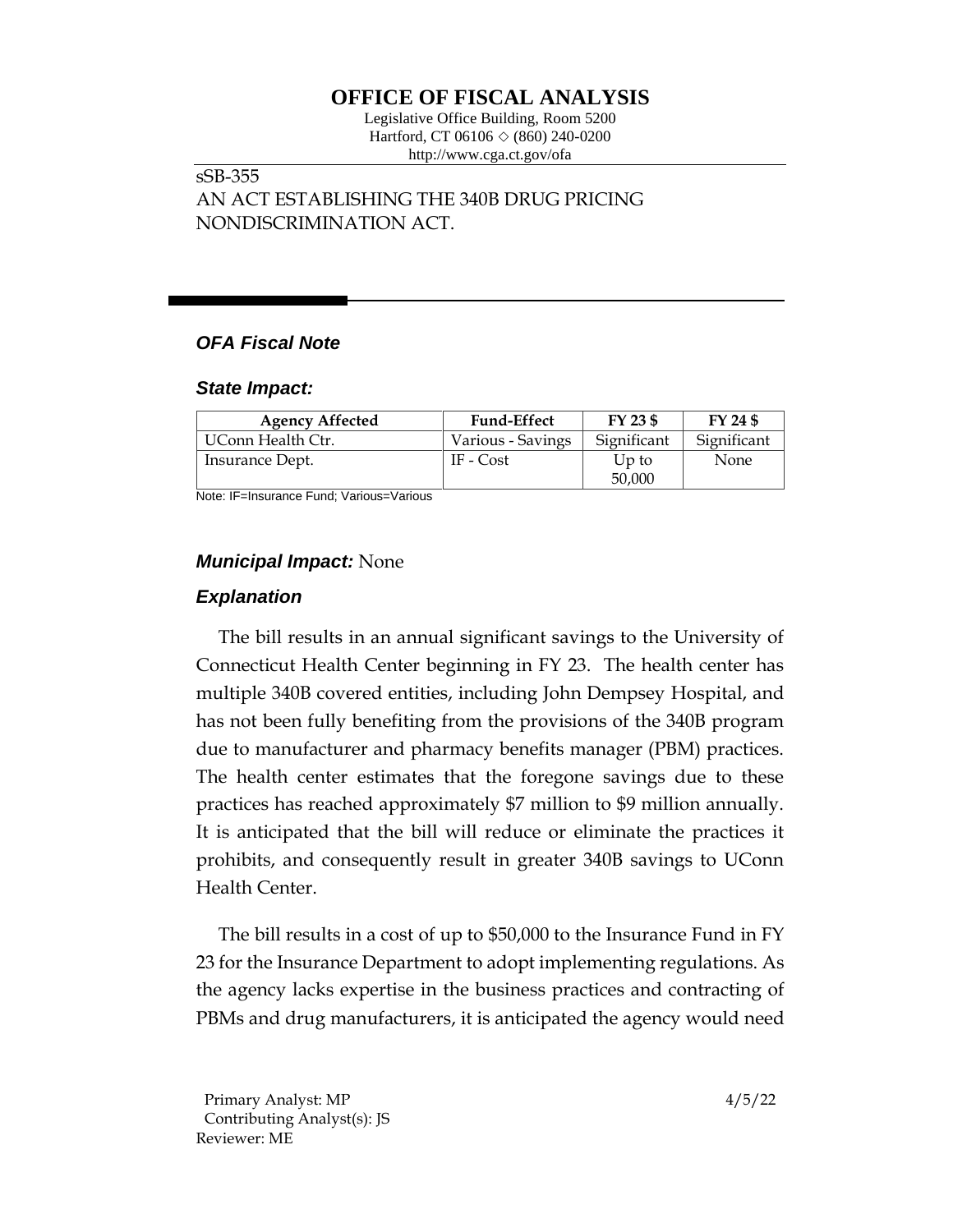# OFFICE OF FISCAL ANALYSIS

Legislative Office Building, Room 5200
Hartford, CT 06106 ◇ (860) 240-0200
http://www.cga.ct.gov/ofa

sSB-355
AN ACT ESTABLISHING THE 340B DRUG PRICING NONDISCRIMINATION ACT.

### *OFA Fiscal Note*

### *State Impact:*

| Agency Affected | Fund-Effect | FY 23 $ | FY 24 $ |
|---|---|---|---|
| UConn Health Ctr. | Various - Savings | Significant | Significant |
| Insurance Dept. | IF - Cost | Up to 50,000 | None |

Note: IF=Insurance Fund; Various=Various

### *Municipal Impact:* None

### *Explanation*

The bill results in an annual significant savings to the University of Connecticut Health Center beginning in FY 23. The health center has multiple 340B covered entities, including John Dempsey Hospital, and has not been fully benefiting from the provisions of the 340B program due to manufacturer and pharmacy benefits manager (PBM) practices. The health center estimates that the foregone savings due to these practices has reached approximately $7 million to $9 million annually. It is anticipated that the bill will reduce or eliminate the practices it prohibits, and consequently result in greater 340B savings to UConn Health Center.

The bill results in a cost of up to $50,000 to the Insurance Fund in FY 23 for the Insurance Department to adopt implementing regulations. As the agency lacks expertise in the business practices and contracting of PBMs and drug manufacturers, it is anticipated the agency would need

Primary Analyst: MP
Contributing Analyst(s): JS
Reviewer: ME

4/5/22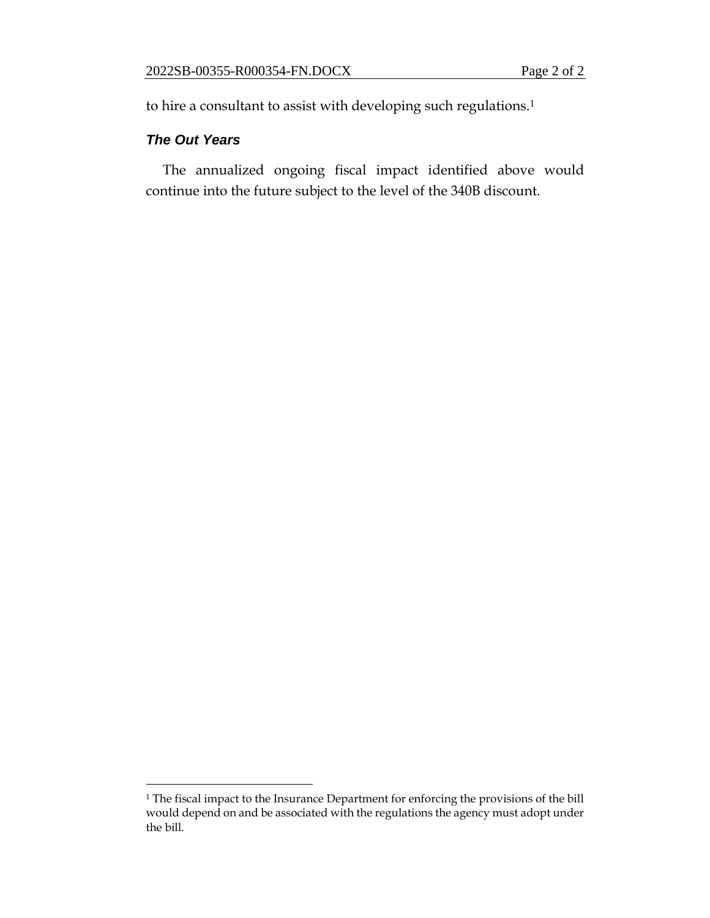to hire a consultant to assist with developing such regulations.[1]

***The Out Years***

The annualized ongoing fiscal impact identified above would continue into the future subject to the level of the 340B discount.

[1] The fiscal impact to the Insurance Department for enforcing the provisions of the bill would depend on and be associated with the regulations the agency must adopt under the bill.